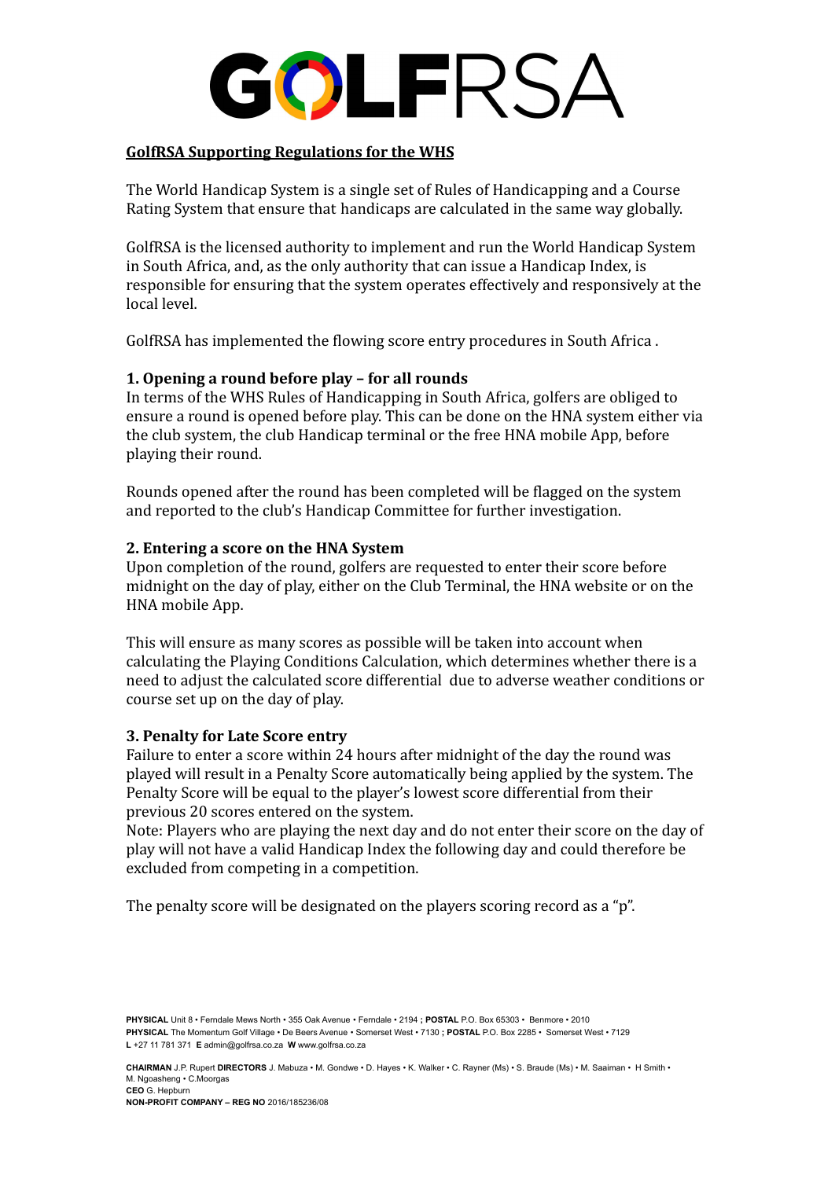# GOLFRSA

## GolfRSA Supporting Regulations for the WHS

The World Handicap System is a single set of Rules of Handicapping and a Course Rating System that ensure that handicaps are calculated in the same way globally.

GolfRSA is the licensed authority to implement and run the World Handicap System in South Africa, and, as the only authority that can issue a Handicap Index, is responsible for ensuring that the system operates effectively and responsively at the local level.

GolfRSA has implemented the flowing score entry procedures in South Africa .

### 1. Opening a round before play – for all rounds

In terms of the WHS Rules of Handicapping in South Africa, golfers are obliged to ensure a round is opened before play. This can be done on the HNA system either via the club system, the club Handicap terminal or the free HNA mobile App, before playing their round.

Rounds opened after the round has been completed will be flagged on the system and reported to the club's Handicap Committee for further investigation.

### 2. Entering a score on the HNA System

Upon completion of the round, golfers are requested to enter their score before midnight on the day of play, either on the Club Terminal, the HNA website or on the HNA mobile App.

This will ensure as many scores as possible will be taken into account when calculating the Playing Conditions Calculation, which determines whether there is a need to adjust the calculated score differential due to adverse weather conditions or course set up on the day of play.

### 3. Penalty for Late Score entry

Failure to enter a score within 24 hours after midnight of the day the round was played will result in a Penalty Score automatically being applied by the system. The Penalty Score will be equal to the player's lowest score differential from their previous 20 scores entered on the system.
Note: Players who are playing the next day and do not enter their score on the day of play will not have a valid Handicap Index the following day and could therefore be excluded from competing in a competition.

The penalty score will be designated on the players scoring record as a "p".

**PHYSICAL** Unit 8 • Ferndale Mews North • 355 Oak Avenue • Ferndale • 2194 **; POSTAL** P.O. Box 65303 • Benmore • 2010
**PHYSICAL** The Momentum Golf Village • De Beers Avenue • Somerset West • 7130 **; POSTAL** P.O. Box 2285 • Somerset West • 7129
**L** +27 11 781 371 **E** admin@golfrsa.co.za **W** www.golfrsa.co.za

**CHAIRMAN** J.P. Rupert **DIRECTORS** J. Mabuza • M. Gondwe • D. Hayes • K. Walker • C. Rayner (Ms) • S. Braude (Ms) • M. Saaiman • H Smith • M. Ngoasheng • C.Moorgas
**CEO** G. Hepburn
**NON-PROFIT COMPANY – REG NO** 2016/185236/08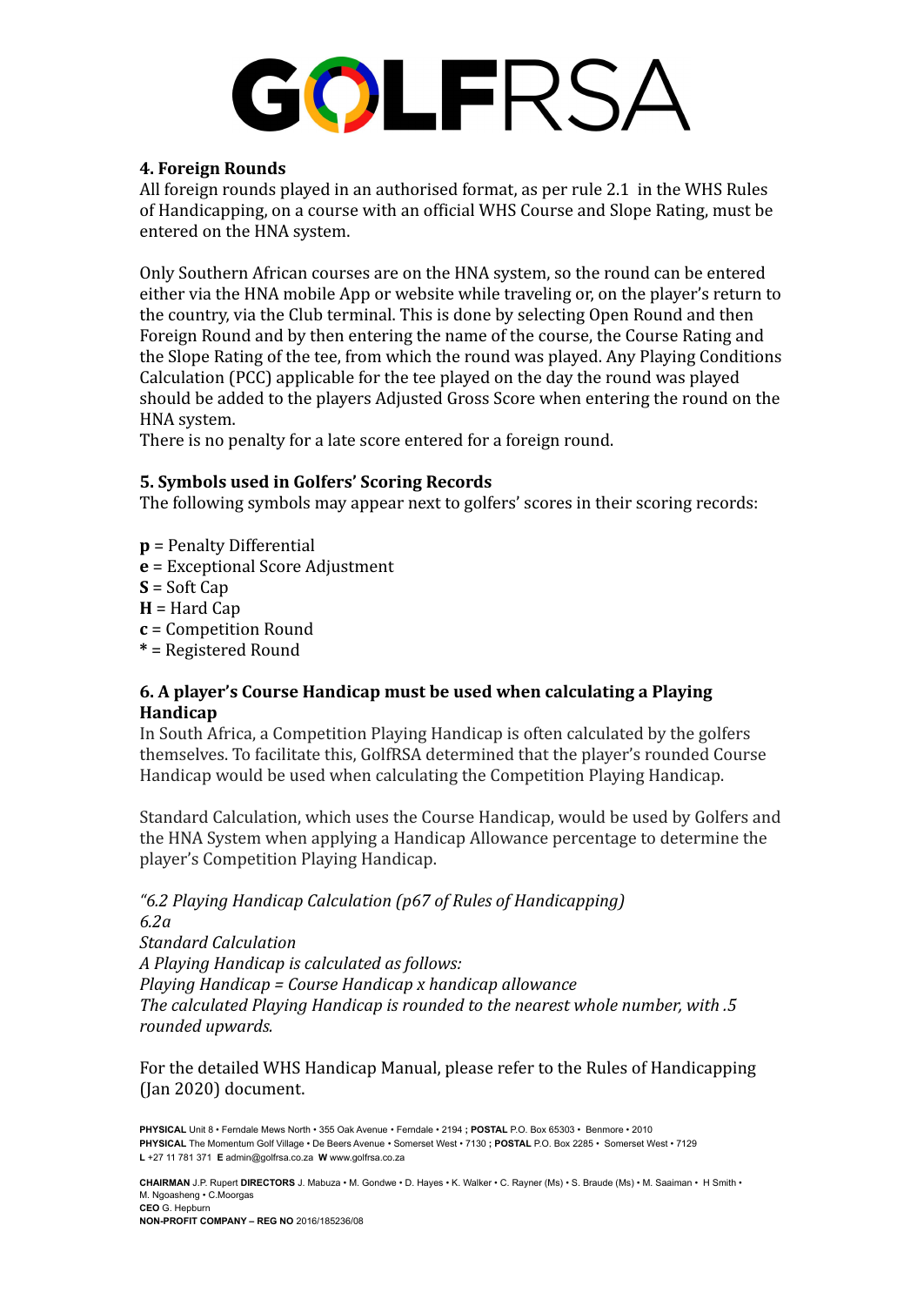GOLFRSA

### 4. Foreign Rounds

All foreign rounds played in an authorised format, as per rule 2.1 in the WHS Rules of Handicapping, on a course with an official WHS Course and Slope Rating, must be entered on the HNA system.

Only Southern African courses are on the HNA system, so the round can be entered either via the HNA mobile App or website while traveling or, on the player's return to the country, via the Club terminal. This is done by selecting Open Round and then Foreign Round and by then entering the name of the course, the Course Rating and the Slope Rating of the tee, from which the round was played. Any Playing Conditions Calculation (PCC) applicable for the tee played on the day the round was played should be added to the players Adjusted Gross Score when entering the round on the HNA system.
There is no penalty for a late score entered for a foreign round.

### 5. Symbols used in Golfers' Scoring Records

The following symbols may appear next to golfers' scores in their scoring records:

**p** = Penalty Differential
**e** = Exceptional Score Adjustment
**S** = Soft Cap
**H** = Hard Cap
**c** = Competition Round
**\*** = Registered Round

### 6. A player's Course Handicap must be used when calculating a Playing Handicap

In South Africa, a Competition Playing Handicap is often calculated by the golfers themselves. To facilitate this, GolfRSA determined that the player's rounded Course Handicap would be used when calculating the Competition Playing Handicap.

Standard Calculation, which uses the Course Handicap, would be used by Golfers and the HNA System when applying a Handicap Allowance percentage to determine the player's Competition Playing Handicap.

*"6.2 Playing Handicap Calculation (p67 of Rules of Handicapping)*
*6.2a*
*Standard Calculation*
*A Playing Handicap is calculated as follows:*
*Playing Handicap = Course Handicap x handicap allowance*
*The calculated Playing Handicap is rounded to the nearest whole number, with .5 rounded upwards.*

For the detailed WHS Handicap Manual, please refer to the Rules of Handicapping (Jan 2020) document.

**PHYSICAL** Unit 8 • Ferndale Mews North • 355 Oak Avenue • Ferndale • 2194 **; POSTAL** P.O. Box 65303 • Benmore • 2010
**PHYSICAL** The Momentum Golf Village • De Beers Avenue • Somerset West • 7130 **; POSTAL** P.O. Box 2285 • Somerset West • 7129
**L** +27 11 781 371 **E** admin@golfrsa.co.za **W** www.golfrsa.co.za

**CHAIRMAN** J.P. Rupert **DIRECTORS** J. Mabuza • M. Gondwe • D. Hayes • K. Walker • C. Rayner (Ms) • S. Braude (Ms) • M. Saaiman • H Smith • M. Ngoasheng • C.Moorgas
**CEO** G. Hepburn
**NON-PROFIT COMPANY – REG NO** 2016/185236/08